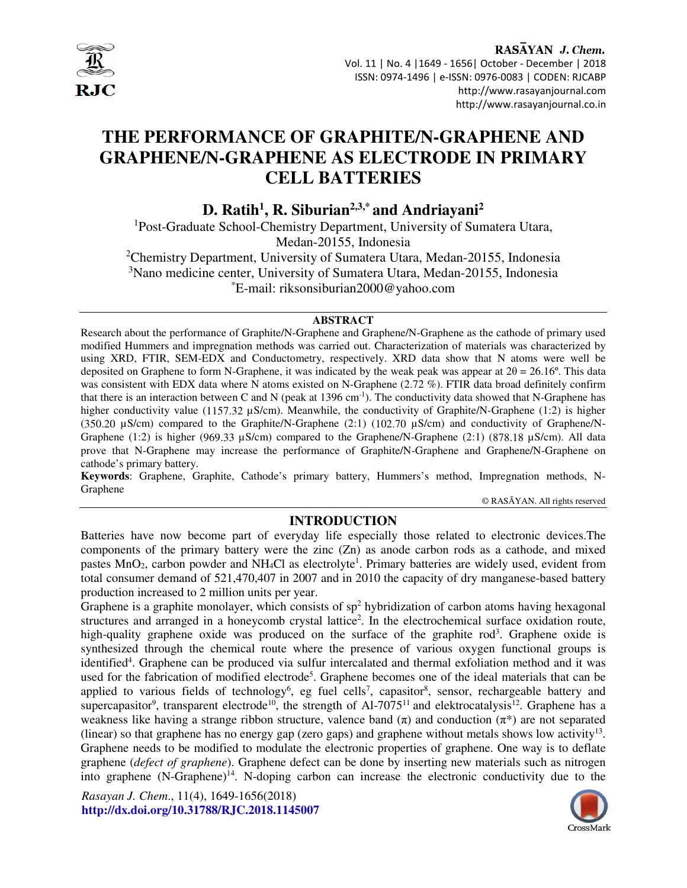# THE PERFORMANCE OF GRAPHITE/N-GRAPHENE AND GRAPHENE/N-GRAPHENE AS ELECTRODE IN PRIMARY CELL BATTERIES

**D. Ratih[1], R. Siburian[2,3,*] and Andriayani[2]**

[1]Post-Graduate School-Chemistry Department, University of Sumatera Utara, Medan-20155, Indonesia

[2]Chemistry Department, University of Sumatera Utara, Medan-20155, Indonesia

[3]Nano medicine center, University of Sumatera Utara, Medan-20155, Indonesia

[*]E-mail: riksonsiburian2000@yahoo.com

## ABSTRACT

Research about the performance of Graphite/N-Graphene and Graphene/N-Graphene as the cathode of primary used modified Hummers and impregnation methods was carried out. Characterization of materials was characterized by using XRD, FTIR, SEM-EDX and Conductometry, respectively. XRD data show that N atoms were well be deposited on Graphene to form N-Graphene, it was indicated by the weak peak was appear at $2\theta = 26.16°$. This data was consistent with EDX data where N atoms existed on N-Graphene (2.72 %). FTIR data broad definitely confirm that there is an interaction between C and N (peak at 1396 $cm^{-1}$). The conductivity data showed that N-Graphene has higher conductivity value (1157.32 μS/cm). Meanwhile, the conductivity of Graphite/N-Graphene (1:2) is higher (350.20 μS/cm) compared to the Graphite/N-Graphene (2:1) (102.70 μS/cm) and conductivity of Graphene/N-Graphene (1:2) is higher (969.33 μS/cm) compared to the Graphene/N-Graphene (2:1) (878.18 μS/cm). All data prove that N-Graphene may increase the performance of Graphite/N-Graphene and Graphene/N-Graphene on cathode's primary battery.

**Keywords**: Graphene, Graphite, Cathode's primary battery, Hummers's method, Impregnation methods, N-Graphene

© RASĀYAN. All rights reserved

## INTRODUCTION

Batteries have now become part of everyday life especially those related to electronic devices.The components of the primary battery were the zinc (Zn) as anode carbon rods as a cathode, and mixed pastes $MnO_2$, carbon powder and $NH_4Cl$ as electrolyte[1]. Primary batteries are widely used, evident from total consumer demand of 521,470,407 in 2007 and in 2010 the capacity of dry manganese-based battery production increased to 2 million units per year.

Graphene is a graphite monolayer, which consists of $sp^2$ hybridization of carbon atoms having hexagonal structures and arranged in a honeycomb crystal lattice[2]. In the electrochemical surface oxidation route, high-quality graphene oxide was produced on the surface of the graphite rod[3]. Graphene oxide is synthesized through the chemical route where the presence of various oxygen functional groups is identified[4]. Graphene can be produced via sulfur intercalated and thermal exfoliation method and it was used for the fabrication of modified electrode[5]. Graphene becomes one of the ideal materials that can be applied to various fields of technology[6], eg fuel cells[7], capasitor[8], sensor, rechargeable battery and supercapasitor[9], transparent electrode[10], the strength of Al-7075[11] and elektrocatalysis[12]. Graphene has a weakness like having a strange ribbon structure, valence band (π) and conduction (π*) are not separated (linear) so that graphene has no energy gap (zero gaps) and graphene without metals shows low activity[13]. Graphene needs to be modified to modulate the electronic properties of graphene. One way is to deflate graphene (*defect of graphene*). Graphene defect can be done by inserting new materials such as nitrogen into graphene (N-Graphene)[14]. N-doping carbon can increase the electronic conductivity due to the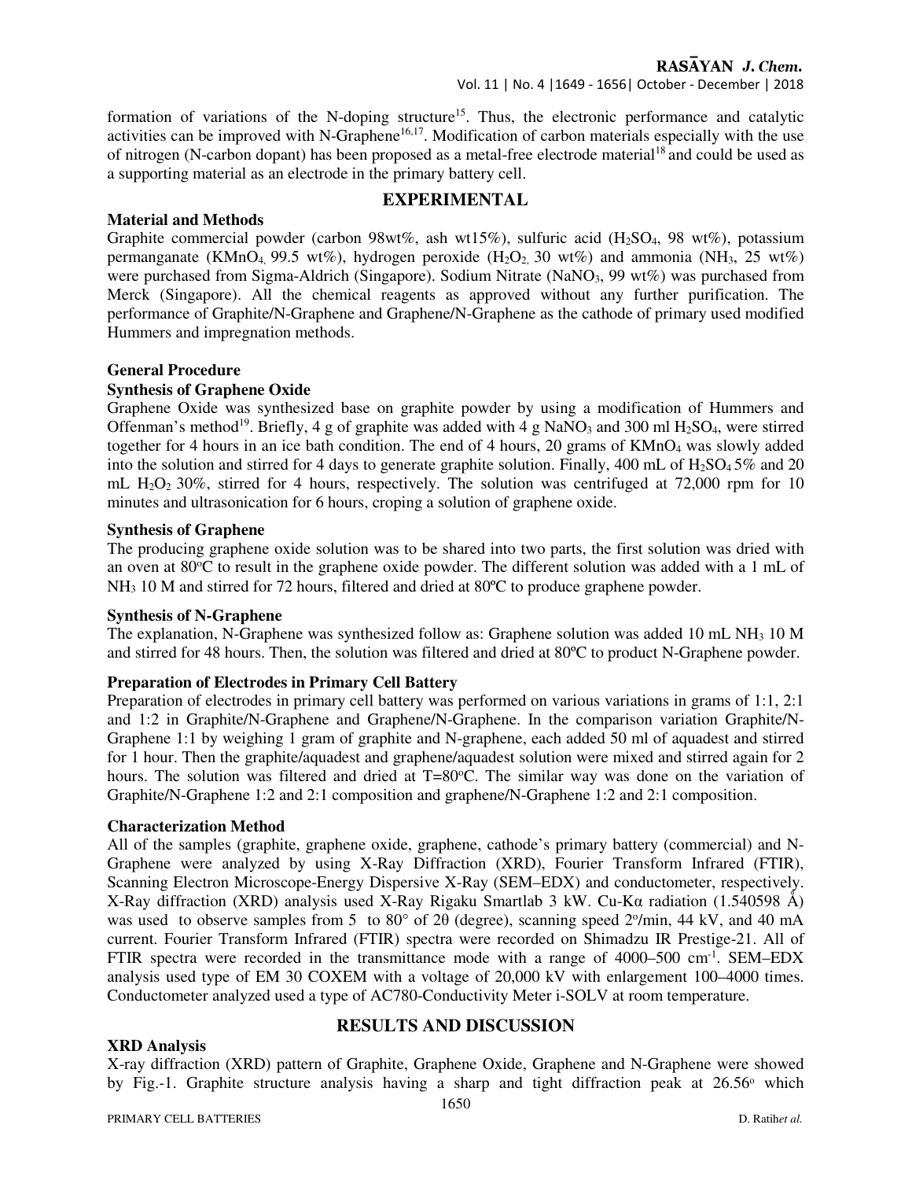formation of variations of the N-doping structure[15]. Thus, the electronic performance and catalytic activities can be improved with N-Graphene[16,17]. Modification of carbon materials especially with the use of nitrogen (N-carbon dopant) has been proposed as a metal-free electrode material[18] and could be used as a supporting material as an electrode in the primary battery cell.

## EXPERIMENTAL

### Material and Methods

Graphite commercial powder (carbon 98wt%, ash wt15%), sulfuric acid ($H_2SO_4$, 98 wt%), potassium permanganate ($KMnO_4$, 99.5 wt%), hydrogen peroxide ($H_2O_2$, 30 wt%) and ammonia ($NH_3$, 25 wt%) were purchased from Sigma-Aldrich (Singapore). Sodium Nitrate ($NaNO_3$, 99 wt%) was purchased from Merck (Singapore). All the chemical reagents as approved without any further purification. The performance of Graphite/N-Graphene and Graphene/N-Graphene as the cathode of primary used modified Hummers and impregnation methods.

### General Procedure

#### Synthesis of Graphene Oxide

Graphene Oxide was synthesized base on graphite powder by using a modification of Hummers and Offenman's method[19]. Briefly, 4 g of graphite was added with 4 g $NaNO_3$ and 300 ml $H_2SO_4$, were stirred together for 4 hours in an ice bath condition. The end of 4 hours, 20 grams of $KMnO_4$ was slowly added into the solution and stirred for 4 days to generate graphite solution. Finally, 400 mL of $H_2SO_4$ 5% and 20 mL $H_2O_2$ 30%, stirred for 4 hours, respectively. The solution was centrifuged at 72,000 rpm for 10 minutes and ultrasonication for 6 hours, croping a solution of graphene oxide.

#### Synthesis of Graphene

The producing graphene oxide solution was to be shared into two parts, the first solution was dried with an oven at 80°C to result in the graphene oxide powder. The different solution was added with a 1 mL of $NH_3$ 10 M and stirred for 72 hours, filtered and dried at 80°C to produce graphene powder.

#### Synthesis of N-Graphene

The explanation, N-Graphene was synthesized follow as: Graphene solution was added 10 mL $NH_3$ 10 M and stirred for 48 hours. Then, the solution was filtered and dried at 80°C to product N-Graphene powder.

#### Preparation of Electrodes in Primary Cell Battery

Preparation of electrodes in primary cell battery was performed on various variations in grams of 1:1, 2:1 and 1:2 in Graphite/N-Graphene and Graphene/N-Graphene. In the comparison variation Graphite/N-Graphene 1:1 by weighing 1 gram of graphite and N-graphene, each added 50 ml of aquadest and stirred for 1 hour. Then the graphite/aquadest and graphene/aquadest solution were mixed and stirred again for 2 hours. The solution was filtered and dried at T=80°C. The similar way was done on the variation of Graphite/N-Graphene 1:2 and 2:1 composition and graphene/N-Graphene 1:2 and 2:1 composition.

#### Characterization Method

All of the samples (graphite, graphene oxide, graphene, cathode's primary battery (commercial) and N-Graphene were analyzed by using X-Ray Diffraction (XRD), Fourier Transform Infrared (FTIR), Scanning Electron Microscope-Energy Dispersive X-Ray (SEM–EDX) and conductometer, respectively. X-Ray diffraction (XRD) analysis used X-Ray Rigaku Smartlab 3 kW. Cu-Kα radiation (1.540598 Å) was used to observe samples from 5 to 80° of 2θ (degree), scanning speed 2°/min, 44 kV, and 40 mA current. Fourier Transform Infrared (FTIR) spectra were recorded on Shimadzu IR Prestige-21. All of FTIR spectra were recorded in the transmittance mode with a range of 4000–500 $cm^{-1}$. SEM–EDX analysis used type of EM 30 COXEM with a voltage of 20,000 kV with enlargement 100–4000 times. Conductometer analyzed used a type of AC780-Conductivity Meter i-SOLV at room temperature.

## RESULTS AND DISCUSSION

### XRD Analysis

X-ray diffraction (XRD) pattern of Graphite, Graphene Oxide, Graphene and N-Graphene were showed by Fig.-1. Graphite structure analysis having a sharp and tight diffraction peak at 26.56° which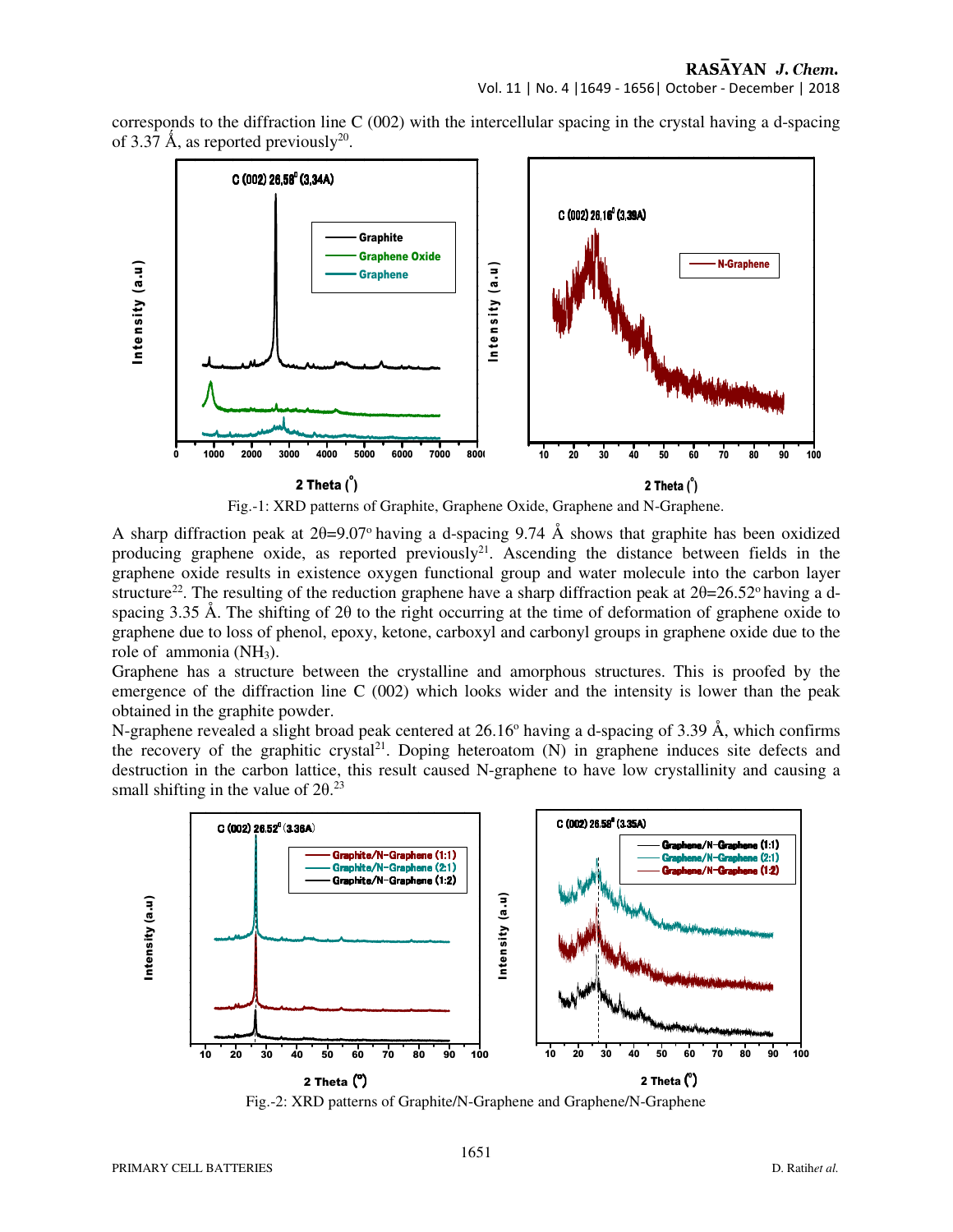corresponds to the diffraction line C (002) with the intercellular spacing in the crystal having a d-spacing of 3.37 Å, as reported previously[20].

Fig.-1: XRD patterns of Graphite, Graphene Oxide, Graphene and N-Graphene.

A sharp diffraction peak at 2θ=9.07° having a d-spacing 9.74 Å shows that graphite has been oxidized producing graphene oxide, as reported previously[21]. Ascending the distance between fields in the graphene oxide results in existence oxygen functional group and water molecule into the carbon layer structure[22]. The resulting of the reduction graphene have a sharp diffraction peak at 2θ=26.52° having a d-spacing 3.35 Å. The shifting of 2θ to the right occurring at the time of deformation of graphene oxide to graphene due to loss of phenol, epoxy, ketone, carboxyl and carbonyl groups in graphene oxide due to the role of ammonia ($NH_3$).

Graphene has a structure between the crystalline and amorphous structures. This is proofed by the emergence of the diffraction line C (002) which looks wider and the intensity is lower than the peak obtained in the graphite powder.

N-graphene revealed a slight broad peak centered at 26.16° having a d-spacing of 3.39 Å, which confirms the recovery of the graphitic crystal[21]. Doping heteroatom (N) in graphene induces site defects and destruction in the carbon lattice, this result caused N-graphene to have low crystallinity and causing a small shifting in the value of 2θ.[23]

Fig.-2: XRD patterns of Graphite/N-Graphene and Graphene/N-Graphene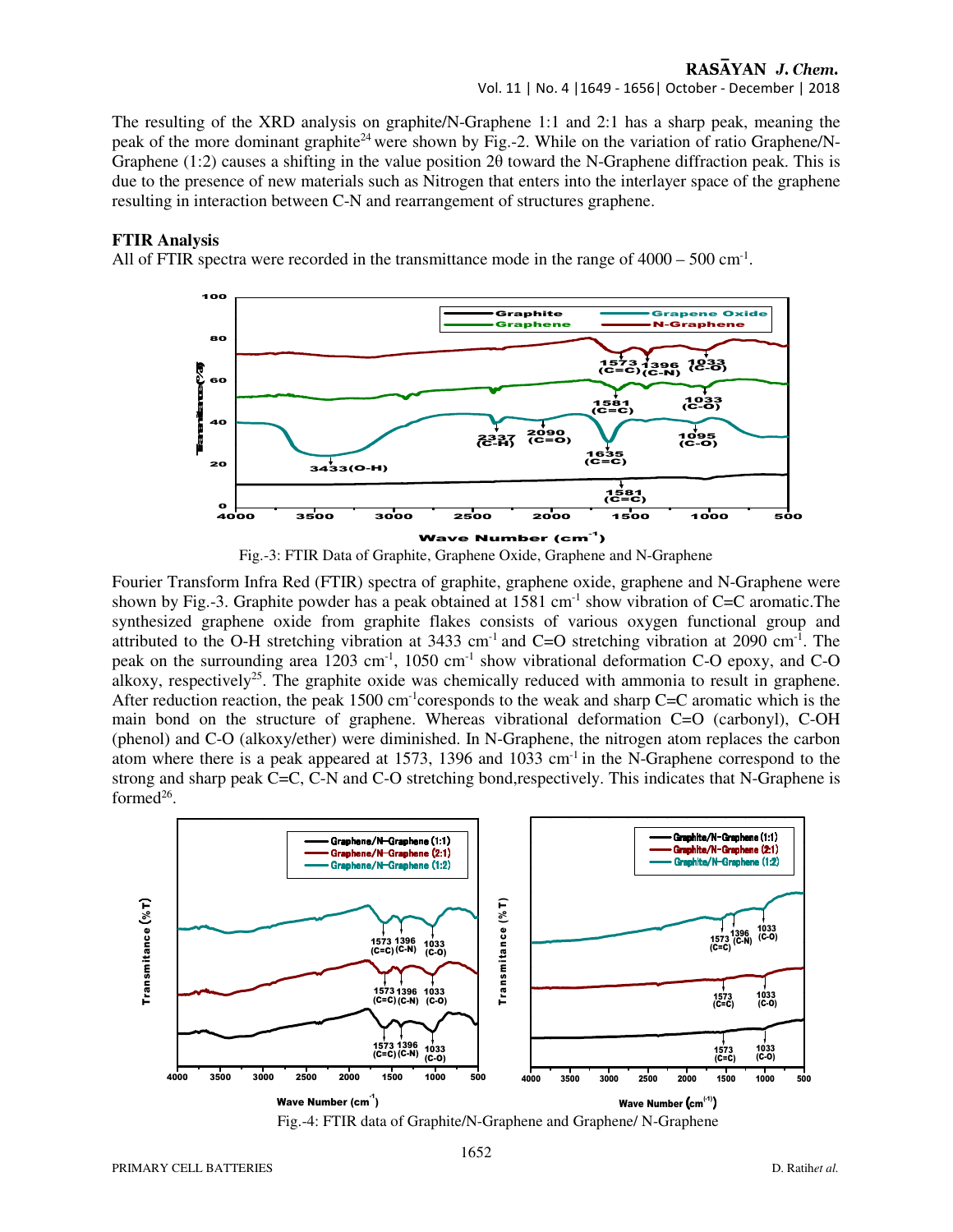The resulting of the XRD analysis on graphite/N-Graphene 1:1 and 2:1 has a sharp peak, meaning the peak of the more dominant graphite[24] were shown by Fig.-2. While on the variation of ratio Graphene/N-Graphene (1:2) causes a shifting in the value position 2θ toward the N-Graphene diffraction peak. This is due to the presence of new materials such as Nitrogen that enters into the interlayer space of the graphene resulting in interaction between C-N and rearrangement of structures graphene.

**FTIR Analysis**

All of FTIR spectra were recorded in the transmittance mode in the range of 4000 – 500 $cm^{-1}$.

Fig.-3: FTIR Data of Graphite, Graphene Oxide, Graphene and N-Graphene

Fourier Transform Infra Red (FTIR) spectra of graphite, graphene oxide, graphene and N-Graphene were shown by Fig.-3. Graphite powder has a peak obtained at 1581 $cm^{-1}$ show vibration of C=C aromatic.The synthesized graphene oxide from graphite flakes consists of various oxygen functional group and attributed to the O-H stretching vibration at 3433 $cm^{-1}$ and C=O stretching vibration at 2090 $cm^{-1}$. The peak on the surrounding area 1203 $cm^{-1}$, 1050 $cm^{-1}$ show vibrational deformation C-O epoxy, and C-O alkoxy, respectively[25]. The graphite oxide was chemically reduced with ammonia to result in graphene. After reduction reaction, the peak 1500 $cm^{-1}$coresponds to the weak and sharp C=C aromatic which is the main bond on the structure of graphene. Whereas vibrational deformation C=O (carbonyl), C-OH (phenol) and C-O (alkoxy/ether) were diminished. In N-Graphene, the nitrogen atom replaces the carbon atom where there is a peak appeared at 1573, 1396 and 1033 $cm^{-1}$ in the N-Graphene correspond to the strong and sharp peak C=C, C-N and C-O stretching bond,respectively. This indicates that N-Graphene is formed[26].

Fig.-4: FTIR data of Graphite/N-Graphene and Graphene/ N-Graphene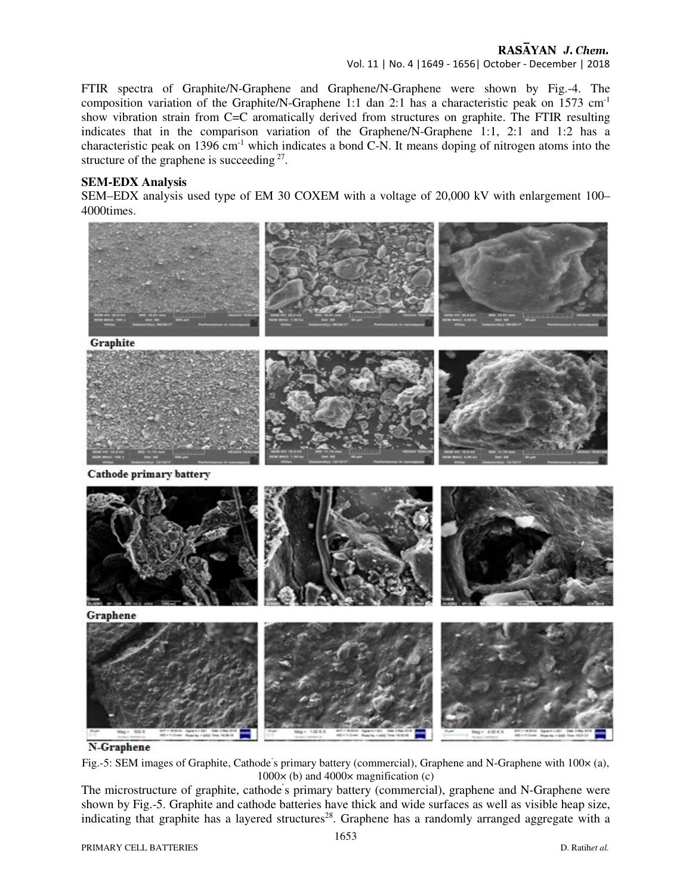FTIR spectra of Graphite/N-Graphene and Graphene/N-Graphene were shown by Fig.-4. The composition variation of the Graphite/N-Graphene 1:1 dan 2:1 has a characteristic peak on 1573 $cm^{-1}$ show vibration strain from C=C aromatically derived from structures on graphite. The FTIR resulting indicates that in the comparison variation of the Graphene/N-Graphene 1:1, 2:1 and 1:2 has a characteristic peak on 1396 $cm^{-1}$ which indicates a bond C-N. It means doping of nitrogen atoms into the structure of the graphene is succeeding [27].

### SEM-EDX Analysis

SEM–EDX analysis used type of EM 30 COXEM with a voltage of 20,000 kV with enlargement 100–4000times.

Graphite

Cathode primary battery

Graphene

N-Graphene

Fig.-5: SEM images of Graphite, Cathode's primary battery (commercial), Graphene and N-Graphene with 100× (a), 1000× (b) and 4000× magnification (c)

The microstructure of graphite, cathode's primary battery (commercial), graphene and N-Graphene were shown by Fig.-5. Graphite and cathode batteries have thick and wide surfaces as well as visible heap size, indicating that graphite has a layered structures[28]. Graphene has a randomly arranged aggregate with a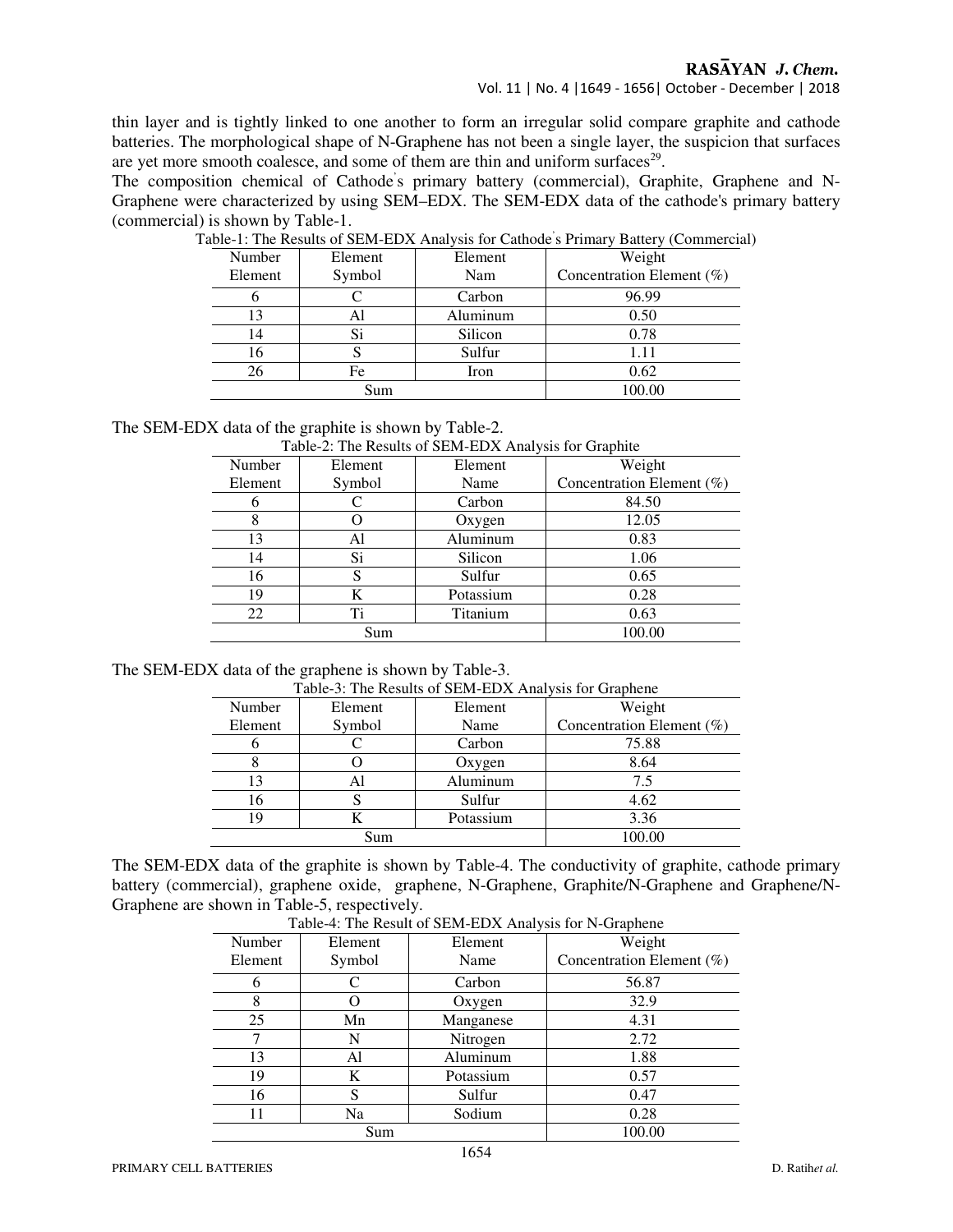thin layer and is tightly linked to one another to form an irregular solid compare graphite and cathode batteries. The morphological shape of N-Graphene has not been a single layer, the suspicion that surfaces are yet more smooth coalesce, and some of them are thin and uniform surfaces[29].

The composition chemical of Cathode's primary battery (commercial), Graphite, Graphene and N-Graphene were characterized by using SEM–EDX. The SEM-EDX data of the cathode's primary battery (commercial) is shown by Table-1.

Table-1: The Results of SEM-EDX Analysis for Cathode's Primary Battery (Commercial)

| Number Element | Element Symbol | Element Nam | Weight Concentration Element (%) |
|---|---|---|---|
| 6 | C | Carbon | 96.99 |
| 13 | Al | Aluminum | 0.50 |
| 14 | Si | Silicon | 0.78 |
| 16 | S | Sulfur | 1.11 |
| 26 | Fe | Iron | 0.62 |
| Sum | | | 100.00 |

The SEM-EDX data of the graphite is shown by Table-2.

Table-2: The Results of SEM-EDX Analysis for Graphite

| Number Element | Element Symbol | Element Name | Weight Concentration Element (%) |
|---|---|---|---|
| 6 | C | Carbon | 84.50 |
| 8 | O | Oxygen | 12.05 |
| 13 | Al | Aluminum | 0.83 |
| 14 | Si | Silicon | 1.06 |
| 16 | S | Sulfur | 0.65 |
| 19 | K | Potassium | 0.28 |
| 22 | Ti | Titanium | 0.63 |
| Sum | | | 100.00 |

The SEM-EDX data of the graphene is shown by Table-3.

Table-3: The Results of SEM-EDX Analysis for Graphene

| Number Element | Element Symbol | Element Name | Weight Concentration Element (%) |
|---|---|---|---|
| 6 | C | Carbon | 75.88 |
| 8 | O | Oxygen | 8.64 |
| 13 | Al | Aluminum | 7.5 |
| 16 | S | Sulfur | 4.62 |
| 19 | K | Potassium | 3.36 |
| Sum | | | 100.00 |

The SEM-EDX data of the graphite is shown by Table-4. The conductivity of graphite, cathode primary battery (commercial), graphene oxide, graphene, N-Graphene, Graphite/N-Graphene and Graphene/N-Graphene are shown in Table-5, respectively.

Table-4: The Result of SEM-EDX Analysis for N-Graphene

| Number Element | Element Symbol | Element Name | Weight Concentration Element (%) |
|---|---|---|---|
| 6 | C | Carbon | 56.87 |
| 8 | O | Oxygen | 32.9 |
| 25 | Mn | Manganese | 4.31 |
| 7 | N | Nitrogen | 2.72 |
| 13 | Al | Aluminum | 1.88 |
| 19 | K | Potassium | 0.57 |
| 16 | S | Sulfur | 0.47 |
| 11 | Na | Sodium | 0.28 |
| Sum | | | 100.00 |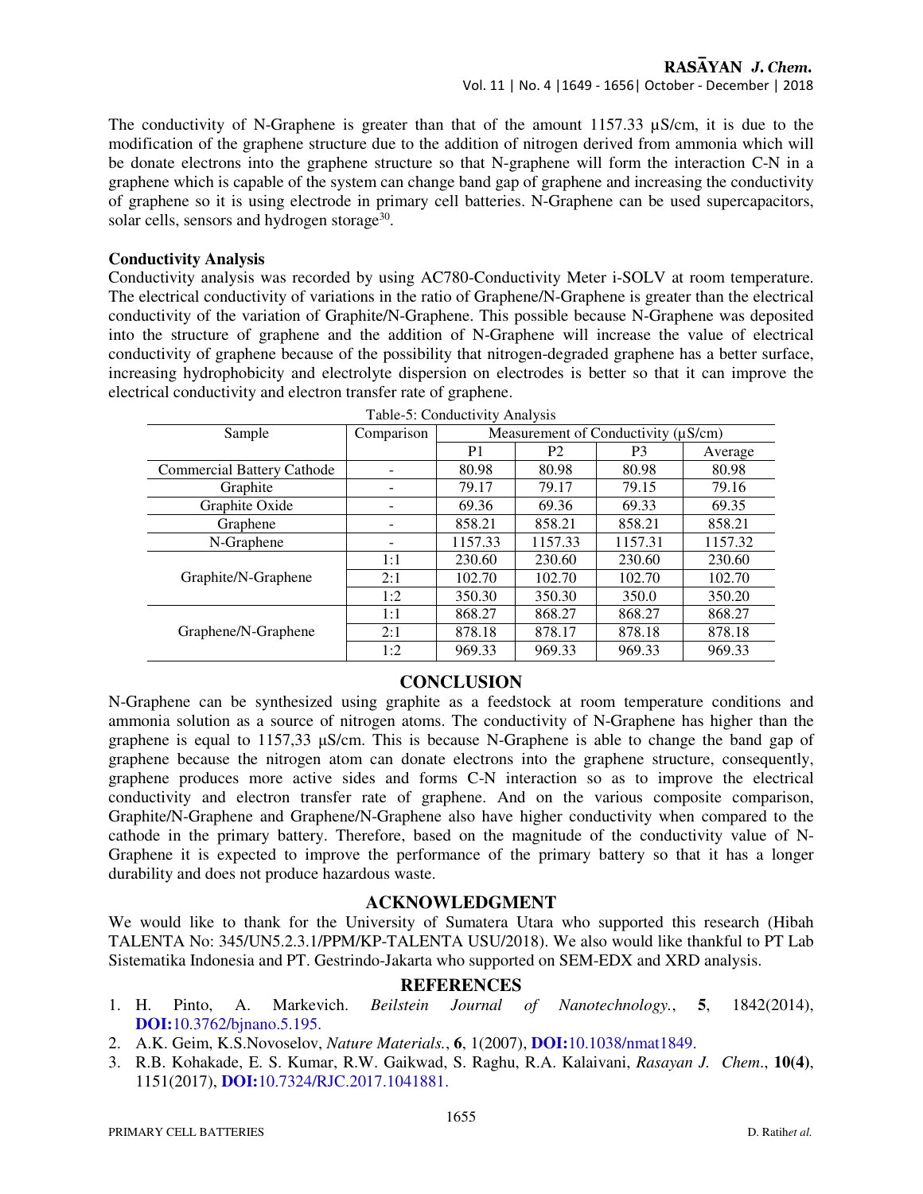The conductivity of N-Graphene is greater than that of the amount 1157.33 μS/cm, it is due to the modification of the graphene structure due to the addition of nitrogen derived from ammonia which will be donate electrons into the graphene structure so that N-graphene will form the interaction C-N in a graphene which is capable of the system can change band gap of graphene and increasing the conductivity of graphene so it is using electrode in primary cell batteries. N-Graphene can be used supercapacitors, solar cells, sensors and hydrogen storage[30].

### Conductivity Analysis

Conductivity analysis was recorded by using AC780-Conductivity Meter i-SOLV at room temperature. The electrical conductivity of variations in the ratio of Graphene/N-Graphene is greater than the electrical conductivity of the variation of Graphite/N-Graphene. This possible because N-Graphene was deposited into the structure of graphene and the addition of N-Graphene will increase the value of electrical conductivity of graphene because of the possibility that nitrogen-degraded graphene has a better surface, increasing hydrophobicity and electrolyte dispersion on electrodes is better so that it can improve the electrical conductivity and electron transfer rate of graphene.

Table-5: Conductivity Analysis

| Sample | Comparison | Measurement of Conductivity (μS/cm) | | | |
|---|---|---|---|---|---|
| | | P1 | P2 | P3 | Average |
| Commercial Battery Cathode | - | 80.98 | 80.98 | 80.98 | 80.98 |
| Graphite | - | 79.17 | 79.17 | 79.15 | 79.16 |
| Graphite Oxide | - | 69.36 | 69.36 | 69.33 | 69.35 |
| Graphene | - | 858.21 | 858.21 | 858.21 | 858.21 |
| N-Graphene | - | 1157.33 | 1157.33 | 1157.31 | 1157.32 |
| Graphite/N-Graphene | 1:1 | 230.60 | 230.60 | 230.60 | 230.60 |
| | 2:1 | 102.70 | 102.70 | 102.70 | 102.70 |
| | 1:2 | 350.30 | 350.30 | 350.0 | 350.20 |
| Graphene/N-Graphene | 1:1 | 868.27 | 868.27 | 868.27 | 868.27 |
| | 2:1 | 878.18 | 878.17 | 878.18 | 878.18 |
| | 1:2 | 969.33 | 969.33 | 969.33 | 969.33 |

## CONCLUSION

N-Graphene can be synthesized using graphite as a feedstock at room temperature conditions and ammonia solution as a source of nitrogen atoms. The conductivity of N-Graphene has higher than the graphene is equal to 1157,33 μS/cm. This is because N-Graphene is able to change the band gap of graphene because the nitrogen atom can donate electrons into the graphene structure, consequently, graphene produces more active sides and forms C-N interaction so as to improve the electrical conductivity and electron transfer rate of graphene. And on the various composite comparison, Graphite/N-Graphene and Graphene/N-Graphene also have higher conductivity when compared to the cathode in the primary battery. Therefore, based on the magnitude of the conductivity value of N-Graphene it is expected to improve the performance of the primary battery so that it has a longer durability and does not produce hazardous waste.

## ACKNOWLEDGMENT

We would like to thank for the University of Sumatera Utara who supported this research (Hibah TALENTA No: 345/UN5.2.3.1/PPM/KP-TALENTA USU/2018). We also would like thankful to PT Lab Sistematika Indonesia and PT. Gestrindo-Jakarta who supported on SEM-EDX and XRD analysis.

## REFERENCES

1. H. Pinto, A. Markevich. *Beilstein Journal of Nanotechnology.*, **5**, 1842(2014), **DOI:**10.3762/bjnano.5.195.
2. A.K. Geim, K.S.Novoselov, *Nature Materials.*, **6**, 1(2007), **DOI:**10.1038/nmat1849.
3. R.B. Kohakade, E. S. Kumar, R.W. Gaikwad, S. Raghu, R.A. Kalaivani, *Rasayan J. Chem*., **10(4)**, 1151(2017), **DOI:**10.7324/RJC.2017.1041881.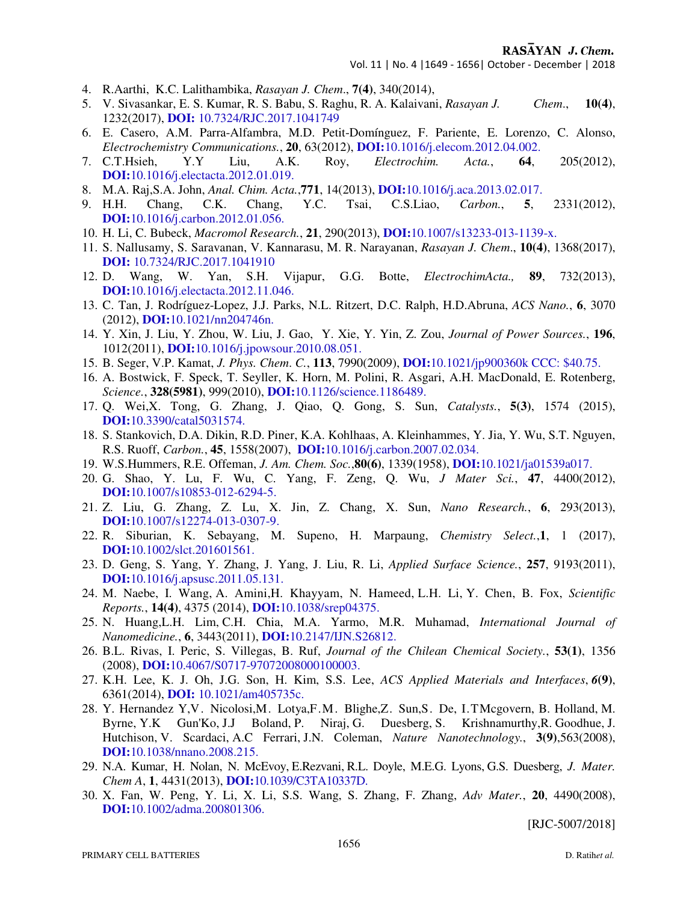4. R.Aarthi, K.C. Lalithambika, *Rasayan J. Chem*., **7(4)**, 340(2014),
5. V. Sivasankar, E. S. Kumar, R. S. Babu, S. Raghu, R. A. Kalaivani, *Rasayan J. Chem*., **10(4)**, 1232(2017), **DOI:** 10.7324/RJC.2017.1041749
6. E. Casero, A.M. Parra-Alfambra, M.D. Petit-Domínguez, F. Pariente, E. Lorenzo, C. Alonso, *Electrochemistry Communications.*, **20**, 63(2012), **DOI:**10.1016/j.elecom.2012.04.002.
7. C.T.Hsieh, Y.Y Liu, A.K. Roy, *Electrochim. Acta.*, **64**, 205(2012), **DOI:**10.1016/j.electacta.2012.01.019.
8. M.A. Raj,S.A. John, *Anal. Chim. Acta.*,**771**, 14(2013), **DOI:**10.1016/j.aca.2013.02.017.
9. H.H. Chang, C.K. Chang, Y.C. Tsai, C.S.Liao, *Carbon.*, **5**, 2331(2012), **DOI:**10.1016/j.carbon.2012.01.056.
10. H. Li, C. Bubeck, *Macromol Research.*, **21**, 290(2013), **DOI:**10.1007/s13233-013-1139-x.
11. S. Nallusamy, S. Saravanan, V. Kannarasu, M. R. Narayanan, *Rasayan J. Chem*., **10(4)**, 1368(2017), **DOI:** 10.7324/RJC.2017.1041910
12. D. Wang, W. Yan, S.H. Vijapur, G.G. Botte, *ElectrochimActa.,* **89**, 732(2013), **DOI:**10.1016/j.electacta.2012.11.046.
13. C. Tan, J. Rodríguez-Lopez, J.J. Parks, N.L. Ritzert, D.C. Ralph, H.D.Abruna, *ACS Nano.*, **6**, 3070 (2012), **DOI:**10.1021/nn204746n.
14. Y. Xin, J. Liu, Y. Zhou, W. Liu, J. Gao, Y. Xie, Y. Yin, Z. Zou, *Journal of Power Sources.*, **196**, 1012(2011), **DOI:**10.1016/j.jpowsour.2010.08.051.
15. B. Seger, V.P. Kamat, *J. Phys. Chem. C.*, **113**, 7990(2009), **DOI:**10.1021/jp900360k CCC: $40.75.
16. A. Bostwick, F. Speck, T. Seyller, K. Horn, M. Polini, R. Asgari, A.H. MacDonald, E. Rotenberg, *Science.*, **328(5981)**, 999(2010), **DOI:**10.1126/science.1186489.
17. Q. Wei,X. Tong, G. Zhang, J. Qiao, Q. Gong, S. Sun, *Catalysts.*, **5(3)**, 1574 (2015), **DOI:**10.3390/catal5031574.
18. S. Stankovich, D.A. Dikin, R.D. Piner, K.A. Kohlhaas, A. Kleinhammes, Y. Jia, Y. Wu, S.T. Nguyen, R.S. Ruoff, *Carbon.*, **45**, 1558(2007), **DOI:**10.1016/j.carbon.2007.02.034.
19. W.S.Hummers, R.E. Offeman, *J. Am. Chem. Soc.*,**80(6)**, 1339(1958), **DOI:**10.1021/ja01539a017.
20. G. Shao, Y. Lu, F. Wu, C. Yang, F. Zeng, Q. Wu, *J Mater Sci.*, **47**, 4400(2012), **DOI:**10.1007/s10853-012-6294-5.
21. Z. Liu, G. Zhang, Z. Lu, X. Jin, Z. Chang, X. Sun, *Nano Research.*, **6**, 293(2013), **DOI:**10.1007/s12274-013-0307-9.
22. R. Siburian, K. Sebayang, M. Supeno, H. Marpaung, *Chemistry Select.*,**1**, 1 (2017), **DOI:**10.1002/slct.201601561.
23. D. Geng, S. Yang, Y. Zhang, J. Yang, J. Liu, R. Li, *Applied Surface Science.*, **257**, 9193(2011), **DOI:**10.1016/j.apsusc.2011.05.131.
24. M. Naebe, I. Wang, A. Amini,H. Khayyam, N. Hameed, L.H. Li, Y. Chen, B. Fox, *Scientific Reports.*, **14(4)**, 4375 (2014), **DOI:**10.1038/srep04375.
25. N. Huang,L.H. Lim, C.H. Chia, M.A. Yarmo, M.R. Muhamad, *International Journal of Nanomedicine.*, **6**, 3443(2011), **DOI:**10.2147/IJN.S26812.
26. B.L. Rivas, I. Peric, S. Villegas, B. Ruf, *Journal of the Chilean Chemical Society.*, **53(1)**, 1356 (2008), **DOI:**10.4067/S0717-97072008000100003.
27. K.H. Lee, K. J. Oh, J.G. Son, H. Kim, S.S. Lee, *ACS Applied Materials and Interfaces*, ***6*(9)**, 6361(2014), **DOI:** 10.1021/am405735c.
28. Y. Hernandez Y,V. Nicolosi,M. Lotya,F.M. Blighe,Z. Sun,S. De, I.TMcgovern, B. Holland, M. Byrne, Y.K Gun'Ko, J.J Boland, P. Niraj, G. Duesberg, S. Krishnamurthy,R. Goodhue, J. Hutchison, V. Scardaci, A.C Ferrari, J.N. Coleman, *Nature Nanotechnology.*, **3(9)**,563(2008), **DOI:**10.1038/nnano.2008.215.
29. N.A. Kumar, H. Nolan, N. McEvoy, E.Rezvani, R.L. Doyle, M.E.G. Lyons, G.S. Duesberg, *J. Mater. Chem A*, **1**, 4431(2013), **DOI:**10.1039/C3TA10337D.
30. X. Fan, W. Peng, Y. Li, X. Li, S.S. Wang, S. Zhang, F. Zhang, *Adv Mater.*, **20**, 4490(2008), **DOI:**10.1002/adma.200801306.

[RJC-5007/2018]